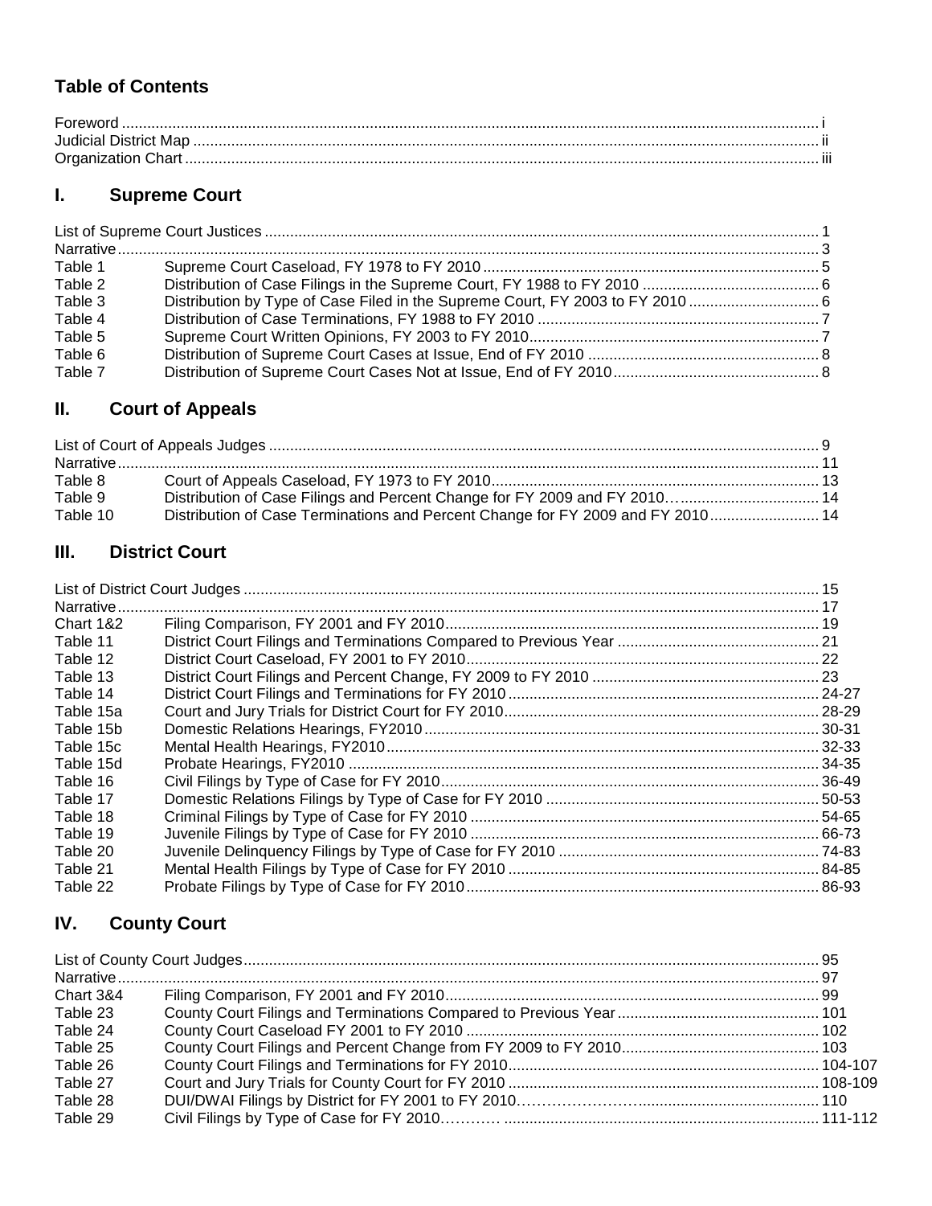## Table of Contents

| | | |
|---|---|---|
| Foreword | | i |
| Judicial District Map | | ii |
| Organization Chart | | iii |

## I. Supreme Court

| | | |
|---|---|---|
| List of Supreme Court Justices | | 1 |
| Narrative | | 3 |
| Table 1 | Supreme Court Caseload, FY 1978 to FY 2010 | 5 |
| Table 2 | Distribution of Case Filings in the Supreme Court, FY 1988 to FY 2010 | 6 |
| Table 3 | Distribution by Type of Case Filed in the Supreme Court, FY 2003 to FY 2010 | 6 |
| Table 4 | Distribution of Case Terminations, FY 1988 to FY 2010 | 7 |
| Table 5 | Supreme Court Written Opinions, FY 2003 to FY 2010 | 7 |
| Table 6 | Distribution of Supreme Court Cases at Issue, End of FY 2010 | 8 |
| Table 7 | Distribution of Supreme Court Cases Not at Issue, End of FY 2010 | 8 |

## II. Court of Appeals

| | | |
|---|---|---|
| List of Court of Appeals Judges | | 9 |
| Narrative | | 11 |
| Table 8 | Court of Appeals Caseload, FY 1973 to FY 2010 | 13 |
| Table 9 | Distribution of Case Filings and Percent Change for FY 2009 and FY 2010 | 14 |
| Table 10 | Distribution of Case Terminations and Percent Change for FY 2009 and FY 2010 | 14 |

## III. District Court

| | | |
|---|---|---|
| List of District Court Judges | | 15 |
| Narrative | | 17 |
| Chart 1&2 | Filing Comparison, FY 2001 and FY 2010 | 19 |
| Table 11 | District Court Filings and Terminations Compared to Previous Year | 21 |
| Table 12 | District Court Caseload, FY 2001 to FY 2010 | 22 |
| Table 13 | District Court Filings and Percent Change, FY 2009 to FY 2010 | 23 |
| Table 14 | District Court Filings and Terminations for FY 2010 | 24-27 |
| Table 15a | Court and Jury Trials for District Court for FY 2010 | 28-29 |
| Table 15b | Domestic Relations Hearings, FY2010 | 30-31 |
| Table 15c | Mental Health Hearings, FY2010 | 32-33 |
| Table 15d | Probate Hearings, FY2010 | 34-35 |
| Table 16 | Civil Filings by Type of Case for FY 2010 | 36-49 |
| Table 17 | Domestic Relations Filings by Type of Case for FY 2010 | 50-53 |
| Table 18 | Criminal Filings by Type of Case for FY 2010 | 54-65 |
| Table 19 | Juvenile Filings by Type of Case for FY 2010 | 66-73 |
| Table 20 | Juvenile Delinquency Filings by Type of Case for FY 2010 | 74-83 |
| Table 21 | Mental Health Filings by Type of Case for FY 2010 | 84-85 |
| Table 22 | Probate Filings by Type of Case for FY 2010 | 86-93 |

## IV. County Court

| | | |
|---|---|---|
| List of County Court Judges | | 95 |
| Narrative | | 97 |
| Chart 3&4 | Filing Comparison, FY 2001 and FY 2010 | 99 |
| Table 23 | County Court Filings and Terminations Compared to Previous Year | 101 |
| Table 24 | County Court Caseload FY 2001 to FY 2010 | 102 |
| Table 25 | County Court Filings and Percent Change from FY 2009 to FY 2010 | 103 |
| Table 26 | County Court Filings and Terminations for FY 2010 | 104-107 |
| Table 27 | Court and Jury Trials for County Court for FY 2010 | 108-109 |
| Table 28 | DUI/DWAI Filings by District for FY 2001 to FY 2010 | 110 |
| Table 29 | Civil Filings by Type of Case for FY 2010 | 111-112 |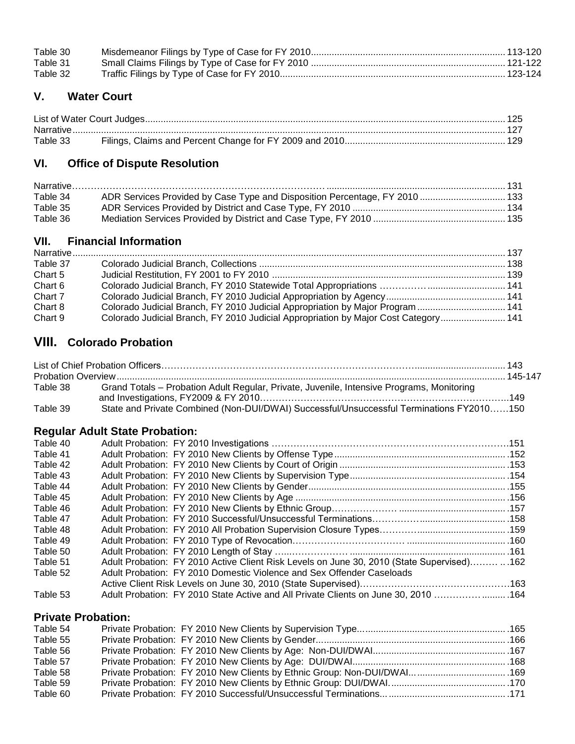| | | |
|---|---|---|
| Table 30 | Misdemeanor Filings by Type of Case for FY 2010 | 113-120 |
| Table 31 | Small Claims Filings by Type of Case for FY 2010 | 121-122 |
| Table 32 | Traffic Filings by Type of Case for FY 2010 | 123-124 |

## V. Water Court

| | | |
|---|---|---|
| List of Water Court Judges | | 125 |
| Narrative | | 127 |
| Table 33 | Filings, Claims and Percent Change for FY 2009 and 2010 | 129 |

## VI. Office of Dispute Resolution

| | | |
|---|---|---|
| Narrative | | 131 |
| Table 34 | ADR Services Provided by Case Type and Disposition Percentage, FY 2010 | 133 |
| Table 35 | ADR Services Provided by District and Case Type, FY 2010 | 134 |
| Table 36 | Mediation Services Provided by District and Case Type, FY 2010 | 135 |

## VII. Financial Information

| | | |
|---|---|---|
| Narrative | | 137 |
| Table 37 | Colorado Judicial Branch, Collections | 138 |
| Chart 5 | Judicial Restitution, FY 2001 to FY 2010 | 139 |
| Chart 6 | Colorado Judicial Branch, FY 2010 Statewide Total Appropriations | 141 |
| Chart 7 | Colorado Judicial Branch, FY 2010 Judicial Appropriation by Agency | 141 |
| Chart 8 | Colorado Judicial Branch, FY 2010 Judicial Appropriation by Major Program | 141 |
| Chart 9 | Colorado Judicial Branch, FY 2010 Judicial Appropriation by Major Cost Category | 141 |

## VIII. Colorado Probation

| | | |
|---|---|---|
| List of Chief Probation Officers | | 143 |
| Probation Overview | | 145-147 |
| Table 38 | Grand Totals – Probation Adult Regular, Private, Juvenile, Intensive Programs, Monitoring and Investigations, FY2009 & FY 2010 | 149 |
| Table 39 | State and Private Combined (Non-DUI/DWAI) Successful/Unsuccessful Terminations FY2010 | 150 |

### Regular Adult State Probation:

| | | |
|---|---|---|
| Table 40 | Adult Probation: FY 2010 Investigations | 151 |
| Table 41 | Adult Probation: FY 2010 New Clients by Offense Type | 152 |
| Table 42 | Adult Probation: FY 2010 New Clients by Court of Origin | 153 |
| Table 43 | Adult Probation: FY 2010 New Clients by Supervision Type | 154 |
| Table 44 | Adult Probation: FY 2010 New Clients by Gender | 155 |
| Table 45 | Adult Probation: FY 2010 New Clients by Age | 156 |
| Table 46 | Adult Probation: FY 2010 New Clients by Ethnic Group | 157 |
| Table 47 | Adult Probation: FY 2010 Successful/Unsuccessful Terminations | 158 |
| Table 48 | Adult Probation: FY 2010 All Probation Supervision Closure Types | 159 |
| Table 49 | Adult Probation: FY 2010 Type of Revocation | 160 |
| Table 50 | Adult Probation: FY 2010 Length of Stay | 161 |
| Table 51 | Adult Probation: FY 2010 Active Client Risk Levels on June 30, 2010 (State Supervised) | 162 |
| Table 52 | Adult Probation: FY 2010 Domestic Violence and Sex Offender Caseloads Active Client Risk Levels on June 30, 2010 (State Supervised) | 163 |
| Table 53 | Adult Probation: FY 2010 State Active and All Private Clients on June 30, 2010 | 164 |

### Private Probation:

| | | |
|---|---|---|
| Table 54 | Private Probation: FY 2010 New Clients by Supervision Type | 165 |
| Table 55 | Private Probation: FY 2010 New Clients by Gender | 166 |
| Table 56 | Private Probation: FY 2010 New Clients by Age: Non-DUI/DWAI | 167 |
| Table 57 | Private Probation: FY 2010 New Clients by Age: DUI/DWAI | 168 |
| Table 58 | Private Probation: FY 2010 New Clients by Ethnic Group: Non-DUI/DWAI | 169 |
| Table 59 | Private Probation: FY 2010 New Clients by Ethnic Group: DUI/DWAI | 170 |
| Table 60 | Private Probation: FY 2010 Successful/Unsuccessful Terminations | 171 |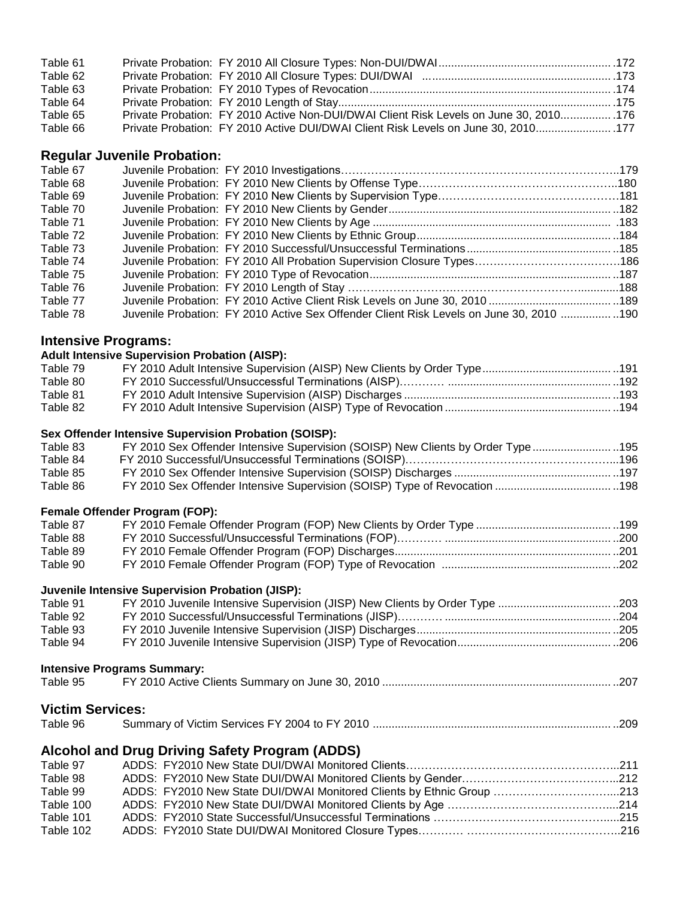| | | |
|---|---|---|
| Table 61 | Private Probation: FY 2010 All Closure Types: Non-DUI/DWAI | 172 |
| Table 62 | Private Probation: FY 2010 All Closure Types: DUI/DWAI | 173 |
| Table 63 | Private Probation: FY 2010 Types of Revocation | 174 |
| Table 64 | Private Probation: FY 2010 Length of Stay | 175 |
| Table 65 | Private Probation: FY 2010 Active Non-DUI/DWAI Client Risk Levels on June 30, 2010 | 176 |
| Table 66 | Private Probation: FY 2010 Active DUI/DWAI Client Risk Levels on June 30, 2010 | 177 |

## Regular Juvenile Probation:

| | | |
|---|---|---|
| Table 67 | Juvenile Probation: FY 2010 Investigations | 179 |
| Table 68 | Juvenile Probation: FY 2010 New Clients by Offense Type | 180 |
| Table 69 | Juvenile Probation: FY 2010 New Clients by Supervision Type | 181 |
| Table 70 | Juvenile Probation: FY 2010 New Clients by Gender | 182 |
| Table 71 | Juvenile Probation: FY 2010 New Clients by Age | 183 |
| Table 72 | Juvenile Probation: FY 2010 New Clients by Ethnic Group | 184 |
| Table 73 | Juvenile Probation: FY 2010 Successful/Unsuccessful Terminations | 185 |
| Table 74 | Juvenile Probation: FY 2010 All Probation Supervision Closure Types | 186 |
| Table 75 | Juvenile Probation: FY 2010 Type of Revocation | 187 |
| Table 76 | Juvenile Probation: FY 2010 Length of Stay | 188 |
| Table 77 | Juvenile Probation: FY 2010 Active Client Risk Levels on June 30, 2010 | 189 |
| Table 78 | Juvenile Probation: FY 2010 Active Sex Offender Client Risk Levels on June 30, 2010 | 190 |

## Intensive Programs:

### Adult Intensive Supervision Probation (AISP):

| | | |
|---|---|---|
| Table 79 | FY 2010 Adult Intensive Supervision (AISP) New Clients by Order Type | 191 |
| Table 80 | FY 2010 Successful/Unsuccessful Terminations (AISP) | 192 |
| Table 81 | FY 2010 Adult Intensive Supervision (AISP) Discharges | 193 |
| Table 82 | FY 2010 Adult Intensive Supervision (AISP) Type of Revocation | 194 |

### Sex Offender Intensive Supervision Probation (SOISP):

| | | |
|---|---|---|
| Table 83 | FY 2010 Sex Offender Intensive Supervision (SOISP) New Clients by Order Type | 195 |
| Table 84 | FY 2010 Successful/Unsuccessful Terminations (SOISP) | 196 |
| Table 85 | FY 2010 Sex Offender Intensive Supervision (SOISP) Discharges | 197 |
| Table 86 | FY 2010 Sex Offender Intensive Supervision (SOISP) Type of Revocation | 198 |

### Female Offender Program (FOP):

| | | |
|---|---|---|
| Table 87 | FY 2010 Female Offender Program (FOP) New Clients by Order Type | 199 |
| Table 88 | FY 2010 Successful/Unsuccessful Terminations (FOP) | 200 |
| Table 89 | FY 2010 Female Offender Program (FOP) Discharges | 201 |
| Table 90 | FY 2010 Female Offender Program (FOP) Type of Revocation | 202 |

### Juvenile Intensive Supervision Probation (JISP):

| | | |
|---|---|---|
| Table 91 | FY 2010 Juvenile Intensive Supervision (JISP) New Clients by Order Type | 203 |
| Table 92 | FY 2010 Successful/Unsuccessful Terminations (JISP) | 204 |
| Table 93 | FY 2010 Juvenile Intensive Supervision (JISP) Discharges | 205 |
| Table 94 | FY 2010 Juvenile Intensive Supervision (JISP) Type of Revocation | 206 |

### Intensive Programs Summary:

| | | |
|---|---|---|
| Table 95 | FY 2010 Active Clients Summary on June 30, 2010 | 207 |

## Victim Services:

| | | |
|---|---|---|
| Table 96 | Summary of Victim Services FY 2004 to FY 2010 | 209 |

## Alcohol and Drug Driving Safety Program (ADDS)

| | | |
|---|---|---|
| Table 97 | ADDS: FY2010 New State DUI/DWAI Monitored Clients | 211 |
| Table 98 | ADDS: FY2010 New State DUI/DWAI Monitored Clients by Gender | 212 |
| Table 99 | ADDS: FY2010 New State DUI/DWAI Monitored Clients by Ethnic Group | 213 |
| Table 100 | ADDS: FY2010 New State DUI/DWAI Monitored Clients by Age | 214 |
| Table 101 | ADDS: FY2010 State Successful/Unsuccessful Terminations | 215 |
| Table 102 | ADDS: FY2010 State DUI/DWAI Monitored Closure Types | 216 |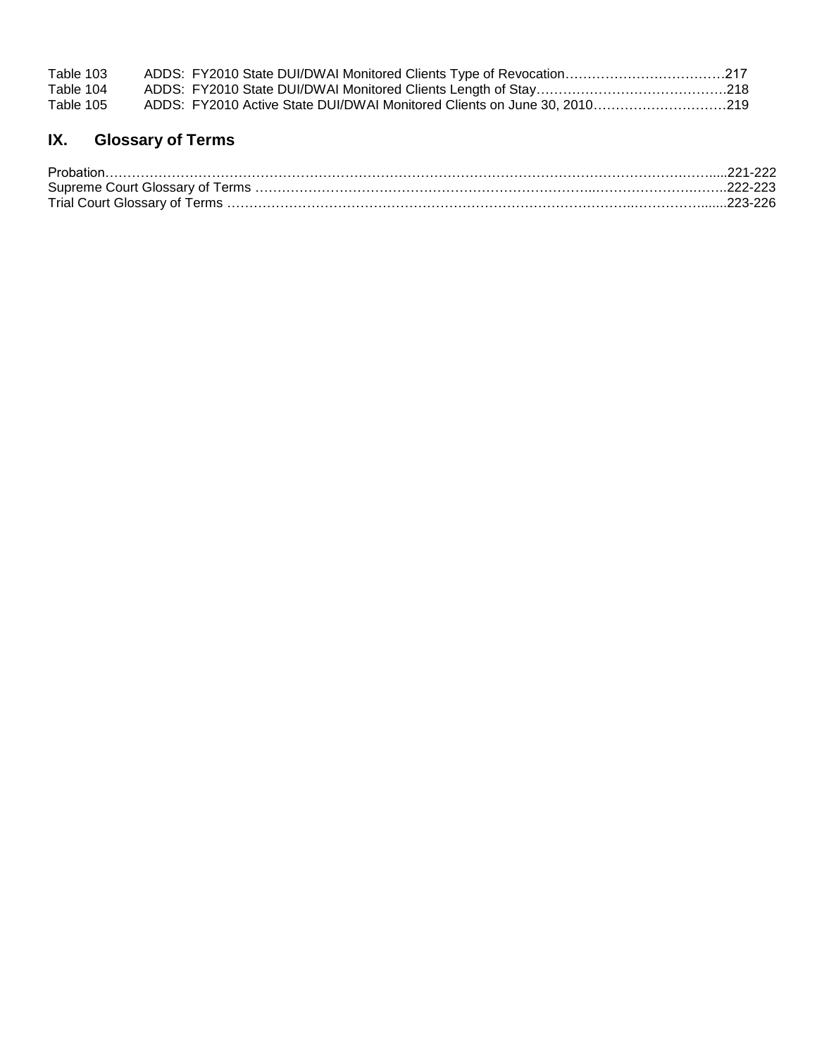Table 103 ADDS: FY2010 State DUI/DWAI Monitored Clients Type of Revocation……………………………….217

Table 104 ADDS: FY2010 State DUI/DWAI Monitored Clients Length of Stay…………………………………….218

Table 105 ADDS: FY2010 Active State DUI/DWAI Monitored Clients on June 30, 2010…………………………219

## IX. Glossary of Terms

Probation………………………………………………………………………………………………………………......221-222

Supreme Court Glossary of Terms ……………………………………………………………..……………….……..222-223

Trial Court Glossary of Terms ……………………………………………………………………………..…………......223-226